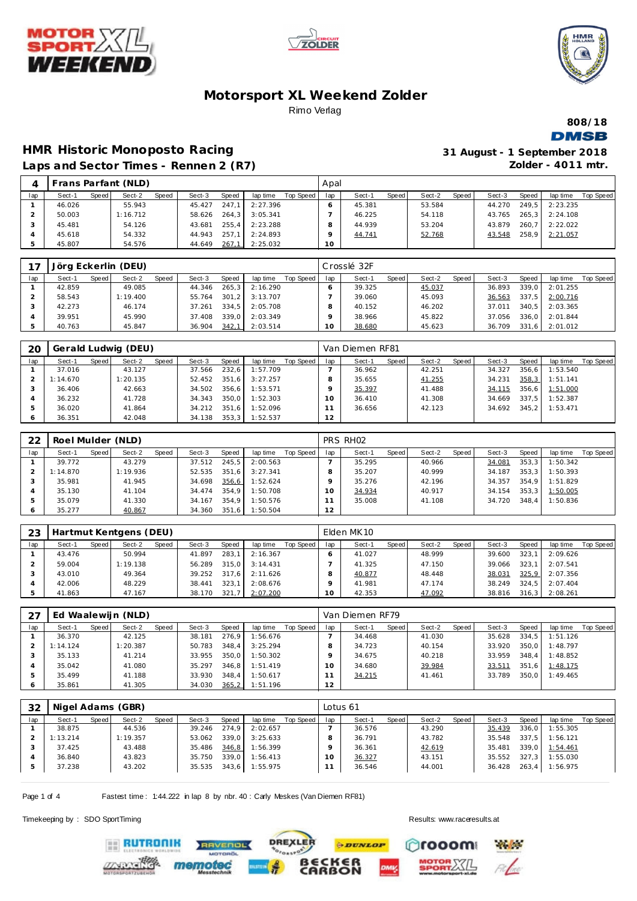# Motorsport XL Weekend Zolder

Rimo Verlag

808/18

## HMR Historic Monoposto Racing

**31 August - 1 September 2018**

**Laps and Sector Times - Rennen 2 (R7)**

**Zolder - 4011 mtr.**

### 4 Frans Parfant (NLD) — Apal

| lap | Sect-1 | Speed | Sect-2 | Speed | Sect-3 | Speed | lap time | Top Speed | lap | Sect-1 | Speed | Sect-2 | Speed | Sect-3 | Speed | lap time | Top Speed |
|---|---|---|---|---|---|---|---|---|---|---|---|---|---|---|---|---|---|
| 1 | 46.026 | | 55.943 | | 45.427 | 247,1 | 2:27.396 | | 6 | 45.381 | | 53.584 | | 44.270 | 249,5 | 2:23.235 | |
| 2 | 50.003 | | 1:16.712 | | 58.626 | 264,3 | 3:05.341 | | 7 | 46.225 | | 54.118 | | 43.765 | 265,3 | 2:24.108 | |
| 3 | 45.481 | | 54.126 | | 43.681 | 255,4 | 2:23.288 | | 8 | 44.939 | | 53.204 | | 43.879 | 260,7 | 2:22.022 | |
| 4 | 45.618 | | 54.332 | | 44.943 | 257,1 | 2:24.893 | | 9 | 44.741 | | 52.768 | | 43.548 | 258,9 | 2:21.057 | |
| 5 | 45.807 | | 54.576 | | 44.649 | 267,1 | 2:25.032 | | 10 | | | | | | | | |

### 17 Jörg Eckerlin (DEU) — Crosslé 32F

| lap | Sect-1 | Speed | Sect-2 | Speed | Sect-3 | Speed | lap time | Top Speed | lap | Sect-1 | Speed | Sect-2 | Speed | Sect-3 | Speed | lap time | Top Speed |
|---|---|---|---|---|---|---|---|---|---|---|---|---|---|---|---|---|---|
| 1 | 42.859 | | 49.085 | | 44.346 | 265,3 | 2:16.290 | | 6 | 39.325 | | 45.037 | | 36.893 | 339,0 | 2:01.255 | |
| 2 | 58.543 | | 1:19.400 | | 55.764 | 301,2 | 3:13.707 | | 7 | 39.060 | | 45.093 | | 36.563 | 337,5 | 2:00.716 | |
| 3 | 42.273 | | 46.174 | | 37.261 | 334,5 | 2:05.708 | | 8 | 40.152 | | 46.202 | | 37.011 | 340,5 | 2:03.365 | |
| 4 | 39.951 | | 45.990 | | 37.408 | 339,0 | 2:03.349 | | 9 | 38.966 | | 45.822 | | 37.056 | 336,0 | 2:01.844 | |
| 5 | 40.763 | | 45.847 | | 36.904 | 342,1 | 2:03.514 | | 10 | 38.680 | | 45.623 | | 36.709 | 331,6 | 2:01.012 | |

### 20 Gerald Ludwig (DEU) — Van Diemen RF81

| lap | Sect-1 | Speed | Sect-2 | Speed | Sect-3 | Speed | lap time | Top Speed | lap | Sect-1 | Speed | Sect-2 | Speed | Sect-3 | Speed | lap time | Top Speed |
|---|---|---|---|---|---|---|---|---|---|---|---|---|---|---|---|---|---|
| 1 | 37.016 | | 43.127 | | 37.566 | 232,6 | 1:57.709 | | 7 | 36.962 | | 42.251 | | 34.327 | 356,6 | 1:53.540 | |
| 2 | 1:14.670 | | 1:20.135 | | 52.452 | 351,6 | 3:27.257 | | 8 | 35.655 | | 41.255 | | 34.231 | 358,3 | 1:51.141 | |
| 3 | 36.406 | | 42.663 | | 34.502 | 356,6 | 1:53.571 | | 9 | 35.397 | | 41.488 | | 34.115 | 356,6 | 1:51.000 | |
| 4 | 36.232 | | 41.728 | | 34.343 | 350,0 | 1:52.303 | | 10 | 36.410 | | 41.308 | | 34.669 | 337,5 | 1:52.387 | |
| 5 | 36.020 | | 41.864 | | 34.212 | 351,6 | 1:52.096 | | 11 | 36.656 | | 42.123 | | 34.692 | 345,2 | 1:53.471 | |
| 6 | 36.351 | | 42.048 | | 34.138 | 353,3 | 1:52.537 | | 12 | | | | | | | | |

### 22 Roel Mulder (NLD) — PRS RH02

| lap | Sect-1 | Speed | Sect-2 | Speed | Sect-3 | Speed | lap time | Top Speed | lap | Sect-1 | Speed | Sect-2 | Speed | Sect-3 | Speed | lap time | Top Speed |
|---|---|---|---|---|---|---|---|---|---|---|---|---|---|---|---|---|---|
| 1 | 39.772 | | 43.279 | | 37.512 | 245,5 | 2:00.563 | | 7 | 35.295 | | 40.966 | | 34.081 | 353,3 | 1:50.342 | |
| 2 | 1:14.870 | | 1:19.936 | | 52.535 | 351,6 | 3:27.341 | | 8 | 35.207 | | 40.999 | | 34.187 | 353,3 | 1:50.393 | |
| 3 | 35.981 | | 41.945 | | 34.698 | 356,6 | 1:52.624 | | 9 | 35.276 | | 42.196 | | 34.357 | 354,9 | 1:51.829 | |
| 4 | 35.130 | | 41.104 | | 34.474 | 354,9 | 1:50.708 | | 10 | 34.934 | | 40.917 | | 34.154 | 356,6 | 1:50.005 | |
| 5 | 35.079 | | 41.330 | | 34.167 | 354,9 | 1:50.576 | | 11 | 35.008 | | 41.108 | | 34.720 | 348,4 | 1:50.836 | |
| 6 | 35.277 | | 40.867 | | 34.360 | 351,6 | 1:50.504 | | 12 | | | | | | | | |

### 23 Hartmut Kentgens (DEU) — Elden MK10

| lap | Sect-1 | Speed | Sect-2 | Speed | Sect-3 | Speed | lap time | Top Speed | lap | Sect-1 | Speed | Sect-2 | Speed | Sect-3 | Speed | lap time | Top Speed |
|---|---|---|---|---|---|---|---|---|---|---|---|---|---|---|---|---|---|
| 1 | 43.476 | | 50.994 | | 41.897 | 283,1 | 2:16.367 | | 6 | 41.027 | | 48.999 | | 39.600 | 323,1 | 2:09.626 | |
| 2 | 59.004 | | 1:19.138 | | 56.289 | 315,0 | 3:14.431 | | 7 | 41.325 | | 47.150 | | 39.066 | 323,1 | 2:07.541 | |
| 3 | 43.010 | | 49.364 | | 39.252 | 317,6 | 2:11.626 | | 8 | 40.877 | | 48.448 | | 38.031 | 325,9 | 2:07.356 | |
| 4 | 42.006 | | 48.229 | | 38.441 | 323,1 | 2:08.676 | | 9 | 41.981 | | 47.174 | | 38.249 | 324,5 | 2:07.404 | |
| 5 | 41.863 | | 47.167 | | 38.170 | 321,7 | 2:07.200 | | 10 | 42.353 | | 47.092 | | 38.816 | 316,3 | 2:08.261 | |

### 27 Ed Waalewijn (NLD) — Van Diemen RF79

| lap | Sect-1 | Speed | Sect-2 | Speed | Sect-3 | Speed | lap time | Top Speed | lap | Sect-1 | Speed | Sect-2 | Speed | Sect-3 | Speed | lap time | Top Speed |
|---|---|---|---|---|---|---|---|---|---|---|---|---|---|---|---|---|---|
| 1 | 36.370 | | 42.125 | | 38.181 | 276,9 | 1:56.676 | | 7 | 34.468 | | 41.030 | | 35.628 | 334,5 | 1:51.126 | |
| 2 | 1:14.124 | | 1:20.387 | | 50.783 | 348,4 | 3:25.294 | | 8 | 34.723 | | 40.154 | | 33.920 | 350,0 | 1:48.797 | |
| 3 | 35.133 | | 41.214 | | 33.955 | 350,0 | 1:50.302 | | 9 | 34.675 | | 40.218 | | 33.959 | 348,4 | 1:48.852 | |
| 4 | 35.042 | | 41.080 | | 35.297 | 346,8 | 1:51.419 | | 10 | 34.680 | | 39.984 | | 33.511 | 351,6 | 1:48.175 | |
| 5 | 35.499 | | 41.188 | | 33.930 | 348,4 | 1:50.617 | | 11 | 34.215 | | 41.461 | | 33.789 | 350,0 | 1:49.465 | |
| 6 | 35.861 | | 41.305 | | 34.030 | 365,2 | 1:51.196 | | 12 | | | | | | | | |

### 32 Nigel Adams (GBR) — Lotus 61

| lap | Sect-1 | Speed | Sect-2 | Speed | Sect-3 | Speed | lap time | Top Speed | lap | Sect-1 | Speed | Sect-2 | Speed | Sect-3 | Speed | lap time | Top Speed |
|---|---|---|---|---|---|---|---|---|---|---|---|---|---|---|---|---|---|
| 1 | 38.875 | | 44.536 | | 39.246 | 274,9 | 2:02.657 | | 7 | 36.576 | | 43.290 | | 35.439 | 336,0 | 1:55.305 | |
| 2 | 1:13.214 | | 1:19.357 | | 53.062 | 339,0 | 3:25.633 | | 8 | 36.791 | | 43.782 | | 35.548 | 337,5 | 1:56.121 | |
| 3 | 37.425 | | 43.488 | | 35.486 | 346,8 | 1:56.399 | | 9 | 36.361 | | 42.619 | | 35.481 | 339,0 | 1:54.461 | |
| 4 | 36.840 | | 43.823 | | 35.750 | 339,0 | 1:56.413 | | 10 | 36.327 | | 43.151 | | 35.552 | 327,3 | 1:55.030 | |
| 5 | 37.238 | | 43.202 | | 35.535 | 343,6 | 1:55.975 | | 11 | 36.546 | | 44.001 | | 36.428 | 263,4 | 1:56.975 | |

Fastest time : 1:44.222 in lap 8 by nbr. 40 : Carly Meskes (Van Diemen RF81)

Timekeeping by : SDO SportTiming

Results: www.raceresults.at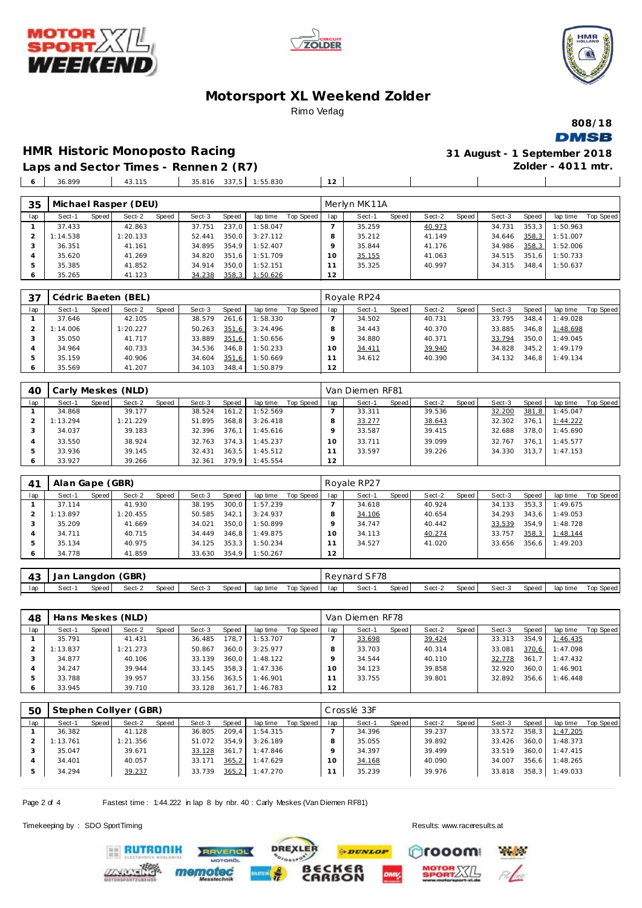# Motorsport XL Weekend Zolder

Rimo Verlag

808/18

DMSB

## HMR Historic Monoposto Racing

### Laps and Sector Times - Rennen 2 (R7)

31 August - 1 September 2018

Zolder - 4011 mtr.

| 6 | 36.899 | | 43.115 | | 35.816 | 337,5 | 1:55.830 | | 12 | | | | | | | | |
|---|---|---|---|---|---|---|---|---|---|---|---|---|---|---|---|---|---|

**35 Michael Rasper (DEU)** — Merlyn MK11A

| lap | Sect-1 | Speed | Sect-2 | Speed | Sect-3 | Speed | lap time | Top Speed | lap | Sect-1 | Speed | Sect-2 | Speed | Sect-3 | Speed | lap time | Top Speed |
|---|---|---|---|---|---|---|---|---|---|---|---|---|---|---|---|---|---|
| 1 | 37.433 | | 42.863 | | 37.751 | 237,0 | 1:58.047 | | 7 | 35.259 | | 40.973 | | 34.731 | 353,3 | 1:50.963 | |
| 2 | 1:14.538 | | 1:20.133 | | 52.441 | 350,0 | 3:27.112 | | 8 | 35.212 | | 41.149 | | 34.646 | 358,3 | 1:51.007 | |
| 3 | 36.351 | | 41.161 | | 34.895 | 354,9 | 1:52.407 | | 9 | 35.844 | | 41.176 | | 34.986 | 358,3 | 1:52.006 | |
| 4 | 35.620 | | 41.269 | | 34.820 | 351,6 | 1:51.709 | | 10 | 35.155 | | 41.063 | | 34.515 | 351,6 | 1:50.733 | |
| 5 | 35.385 | | 41.852 | | 34.914 | 350,0 | 1:52.151 | | 11 | 35.325 | | 40.997 | | 34.315 | 348,4 | 1:50.637 | |
| 6 | 35.265 | | 41.123 | | 34.238 | 358,3 | 1:50.626 | | 12 | | | | | | | | |

**37 Cédric Baeten (BEL)** — Royale RP24

| lap | Sect-1 | Speed | Sect-2 | Speed | Sect-3 | Speed | lap time | Top Speed | lap | Sect-1 | Speed | Sect-2 | Speed | Sect-3 | Speed | lap time | Top Speed |
|---|---|---|---|---|---|---|---|---|---|---|---|---|---|---|---|---|---|
| 1 | 37.646 | | 42.105 | | 38.579 | 261,6 | 1:58.330 | | 7 | 34.502 | | 40.731 | | 33.795 | 348,4 | 1:49.028 | |
| 2 | 1:14.006 | | 1:20.227 | | 50.263 | 351,6 | 3:24.496 | | 8 | 34.443 | | 40.370 | | 33.885 | 346,8 | 1:48.698 | |
| 3 | 35.050 | | 41.717 | | 33.889 | 351,6 | 1:50.656 | | 9 | 34.880 | | 40.371 | | 33.794 | 350,0 | 1:49.045 | |
| 4 | 34.964 | | 40.733 | | 34.536 | 346,8 | 1:50.233 | | 10 | 34.411 | | 39.940 | | 34.828 | 345,2 | 1:49.179 | |
| 5 | 35.159 | | 40.906 | | 34.604 | 351,6 | 1:50.669 | | 11 | 34.612 | | 40.390 | | 34.132 | 346,8 | 1:49.134 | |
| 6 | 35.569 | | 41.207 | | 34.103 | 348,4 | 1:50.879 | | 12 | | | | | | | | |

**40 Carly Meskes (NLD)** — Van Diemen RF81

| lap | Sect-1 | Speed | Sect-2 | Speed | Sect-3 | Speed | lap time | Top Speed | lap | Sect-1 | Speed | Sect-2 | Speed | Sect-3 | Speed | lap time | Top Speed |
|---|---|---|---|---|---|---|---|---|---|---|---|---|---|---|---|---|---|
| 1 | 34.868 | | 39.177 | | 38.524 | 161,2 | 1:52.569 | | 7 | 33.311 | | 39.536 | | 32.200 | 381,8 | 1:45.047 | |
| 2 | 1:13.294 | | 1:21.229 | | 51.895 | 368,8 | 3:26.418 | | 8 | 33.277 | | 38.643 | | 32.302 | 376,1 | 1:44.222 | |
| 3 | 34.037 | | 39.183 | | 32.396 | 376,1 | 1:45.616 | | 9 | 33.587 | | 39.415 | | 32.688 | 378,0 | 1:45.690 | |
| 4 | 33.550 | | 38.924 | | 32.763 | 374,3 | 1:45.237 | | 10 | 33.711 | | 39.099 | | 32.767 | 376,1 | 1:45.577 | |
| 5 | 33.936 | | 39.145 | | 32.431 | 363,5 | 1:45.512 | | 11 | 33.597 | | 39.226 | | 34.330 | 313,7 | 1:47.153 | |
| 6 | 33.927 | | 39.266 | | 32.361 | 379,9 | 1:45.554 | | 12 | | | | | | | | |

**41 Alan Gape (GBR)** — Royale RP27

| lap | Sect-1 | Speed | Sect-2 | Speed | Sect-3 | Speed | lap time | Top Speed | lap | Sect-1 | Speed | Sect-2 | Speed | Sect-3 | Speed | lap time | Top Speed |
|---|---|---|---|---|---|---|---|---|---|---|---|---|---|---|---|---|---|
| 1 | 37.114 | | 41.930 | | 38.195 | 300,0 | 1:57.239 | | 7 | 34.618 | | 40.924 | | 34.133 | 353,3 | 1:49.675 | |
| 2 | 1:13.897 | | 1:20.455 | | 50.585 | 342,1 | 3:24.937 | | 8 | 34.106 | | 40.654 | | 34.293 | 343,6 | 1:49.053 | |
| 3 | 35.209 | | 41.669 | | 34.021 | 350,0 | 1:50.899 | | 9 | 34.747 | | 40.442 | | 33.539 | 354,9 | 1:48.728 | |
| 4 | 34.711 | | 40.715 | | 34.449 | 346,8 | 1:49.875 | | 10 | 34.113 | | 40.274 | | 33.757 | 358,3 | 1:48.144 | |
| 5 | 35.134 | | 40.975 | | 34.125 | 353,3 | 1:50.234 | | 11 | 34.527 | | 41.020 | | 33.656 | 356,6 | 1:49.203 | |
| 6 | 34.778 | | 41.859 | | 33.630 | 354,9 | 1:50.267 | | 12 | | | | | | | | |

**43 Jan Langdon (GBR)** — Reynard SF78

| lap | Sect-1 | Speed | Sect-2 | Speed | Sect-3 | Speed | lap time | Top Speed | lap | Sect-1 | Speed | Sect-2 | Speed | Sect-3 | Speed | lap time | Top Speed |
|---|---|---|---|---|---|---|---|---|---|---|---|---|---|---|---|---|---|

**48 Hans Meskes (NLD)** — Van Diemen RF78

| lap | Sect-1 | Speed | Sect-2 | Speed | Sect-3 | Speed | lap time | Top Speed | lap | Sect-1 | Speed | Sect-2 | Speed | Sect-3 | Speed | lap time | Top Speed |
|---|---|---|---|---|---|---|---|---|---|---|---|---|---|---|---|---|---|
| 1 | 35.791 | | 41.431 | | 36.485 | 178,7 | 1:53.707 | | 7 | 33.698 | | 39.424 | | 33.313 | 354,9 | 1:46.435 | |
| 2 | 1:13.837 | | 1:21.273 | | 50.867 | 360,0 | 3:25.977 | | 8 | 33.703 | | 40.314 | | 33.081 | 343,6 | 1:47.098 | |
| 3 | 34.877 | | 40.106 | | 33.139 | 360,0 | 1:48.122 | | 9 | 34.544 | | 40.110 | | 32.778 | 361,7 | 1:47.432 | |
| 4 | 34.247 | | 39.944 | | 33.145 | 358,3 | 1:47.336 | | 10 | 34.123 | | 39.858 | | 32.920 | 360,0 | 1:46.901 | |
| 5 | 33.788 | | 39.957 | | 33.156 | 363,5 | 1:46.901 | | 11 | 33.755 | | 39.801 | | 32.892 | 356,6 | 1:46.448 | |
| 6 | 33.945 | | 39.710 | | 33.128 | 361,7 | 1:46.783 | | 12 | | | | | | | | |

**50 Stephen Collyer (GBR)** — Crosslé 33F

| lap | Sect-1 | Speed | Sect-2 | Speed | Sect-3 | Speed | lap time | Top Speed | lap | Sect-1 | Speed | Sect-2 | Speed | Sect-3 | Speed | lap time | Top Speed |
|---|---|---|---|---|---|---|---|---|---|---|---|---|---|---|---|---|---|
| 1 | 36.382 | | 41.128 | | 36.805 | 209,4 | 1:54.315 | | 7 | 34.396 | | 39.237 | | 33.572 | 358,3 | 1:47.205 | |
| 2 | 1:13.761 | | 1:21.356 | | 51.072 | 354,9 | 3:26.189 | | 8 | 35.055 | | 39.892 | | 33.426 | 360,0 | 1:48.373 | |
| 3 | 35.047 | | 39.671 | | 33.128 | 361,7 | 1:47.846 | | 9 | 34.397 | | 39.499 | | 33.519 | 370,6 | 1:47.415 | |
| 4 | 34.401 | | 40.057 | | 33.171 | 365,2 | 1:47.629 | | 10 | 34.168 | | 40.090 | | 34.007 | 356,6 | 1:48.265 | |
| 5 | 34.294 | | 39.237 | | 33.739 | 365,2 | 1:47.270 | | 11 | 35.239 | | 39.976 | | 33.818 | 358,3 | 1:49.033 | |

Fastest time : 1:44.222 in lap 8 by nbr. 40 : Carly Meskes (Van Diemen RF81)

Timekeeping by : SDO SportTiming

Results: www.raceresults.at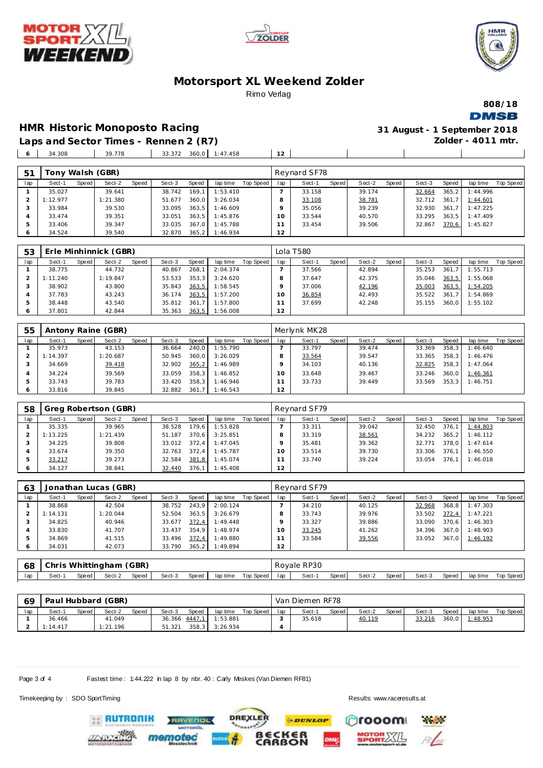# Motorsport XL Weekend Zolder

Rimo Verlag

808/18

## HMR Historic Monoposto Racing

**31 August - 1 September 2018**

### Laps and Sector Times - Rennen 2 (R7)

**Zolder - 4011 mtr.**

| lap | Sect-1 | Speed | Sect-2 | Speed | Sect-3 | Speed | lap time | Top Speed | lap | Sect-1 | Speed | Sect-2 | Speed | Sect-3 | Speed | lap time | Top Speed |
|---|---|---|---|---|---|---|---|---|---|---|---|---|---|---|---|---|---|
| 6 | 34.308 | | 39.778 | | 33.372 | 360,0 | 1:47.458 | | 12 | | | | | | | | |

**51 Tony Walsh (GBR)** — Reynard SF78

| lap | Sect-1 | Speed | Sect-2 | Speed | Sect-3 | Speed | lap time | Top Speed | lap | Sect-1 | Speed | Sect-2 | Speed | Sect-3 | Speed | lap time | Top Speed |
|---|---|---|---|---|---|---|---|---|---|---|---|---|---|---|---|---|---|
| 1 | 35.027 | | 39.641 | | 38.742 | 169,1 | 1:53.410 | | 7 | 33.158 | | 39.174 | | 32.664 | 365,2 | 1:44.996 | |
| 2 | 1:12.977 | | 1:21.380 | | 51.677 | 360,0 | 3:26.034 | | 8 | 33.108 | | 38.781 | | 32.712 | 361,7 | 1:44.601 | |
| 3 | 33.984 | | 39.530 | | 33.095 | 363,5 | 1:46.609 | | 9 | 35.056 | | 39.239 | | 32.930 | 361,7 | 1:47.225 | |
| 4 | 33.474 | | 39.351 | | 33.051 | 363,5 | 1:45.876 | | 10 | 33.544 | | 40.570 | | 33.295 | 363,5 | 1:47.409 | |
| 5 | 33.406 | | 39.347 | | 33.035 | 367,0 | 1:45.788 | | 11 | 33.454 | | 39.506 | | 32.867 | 370,6 | 1:45.827 | |
| 6 | 34.524 | | 39.540 | | 32.870 | 365,2 | 1:46.934 | | 12 | | | | | | | | |

**53 Erle Minhinnick (GBR)** — Lola T580

| lap | Sect-1 | Speed | Sect-2 | Speed | Sect-3 | Speed | lap time | Top Speed | lap | Sect-1 | Speed | Sect-2 | Speed | Sect-3 | Speed | lap time | Top Speed |
|---|---|---|---|---|---|---|---|---|---|---|---|---|---|---|---|---|---|
| 1 | 38.775 | | 44.732 | | 40.867 | 268,1 | 2:04.374 | | 7 | 37.566 | | 42.894 | | 35.253 | 361,7 | 1:55.713 | |
| 2 | 1:11.240 | | 1:19.847 | | 53.533 | 353,3 | 3:24.620 | | 8 | 37.647 | | 42.375 | | 35.046 | 363,5 | 1:55.068 | |
| 3 | 38.902 | | 43.800 | | 35.843 | 363,5 | 1:58.545 | | 9 | 37.006 | | 42.196 | | 35.003 | 363,5 | 1:54.205 | |
| 4 | 37.783 | | 43.243 | | 36.174 | 363,5 | 1:57.200 | | 10 | 36.854 | | 42.493 | | 35.522 | 361,7 | 1:54.869 | |
| 5 | 38.448 | | 43.540 | | 35.812 | 361,7 | 1:57.800 | | 11 | 37.699 | | 42.248 | | 35.155 | 360,0 | 1:55.102 | |
| 6 | 37.801 | | 42.844 | | 35.363 | 363,5 | 1:56.008 | | 12 | | | | | | | | |

**55 Antony Raine (GBR)** — Merlynk MK28

| lap | Sect-1 | Speed | Sect-2 | Speed | Sect-3 | Speed | lap time | Top Speed | lap | Sect-1 | Speed | Sect-2 | Speed | Sect-3 | Speed | lap time | Top Speed |
|---|---|---|---|---|---|---|---|---|---|---|---|---|---|---|---|---|---|
| 1 | 35.973 | | 43.153 | | 36.664 | 240,0 | 1:55.790 | | 7 | 33.797 | | 39.474 | | 33.369 | 358,3 | 1:46.640 | |
| 2 | 1:14.397 | | 1:20.687 | | 50.945 | 360,0 | 3:26.029 | | 8 | 33.564 | | 39.547 | | 33.365 | 358,3 | 1:46.476 | |
| 3 | 34.669 | | 39.418 | | 32.902 | 365,2 | 1:46.989 | | 9 | 34.103 | | 40.136 | | 32.825 | 358,3 | 1:47.064 | |
| 4 | 34.224 | | 39.569 | | 33.059 | 358,3 | 1:46.852 | | 10 | 33.648 | | 39.467 | | 33.246 | 360,0 | 1:46.361 | |
| 5 | 33.743 | | 39.783 | | 33.420 | 358,3 | 1:46.946 | | 11 | 33.733 | | 39.449 | | 33.569 | 353,3 | 1:46.751 | |
| 6 | 33.816 | | 39.845 | | 32.882 | 361,7 | 1:46.543 | | 12 | | | | | | | | |

**58 Greg Robertson (GBR)** — Reynard SF79

| lap | Sect-1 | Speed | Sect-2 | Speed | Sect-3 | Speed | lap time | Top Speed | lap | Sect-1 | Speed | Sect-2 | Speed | Sect-3 | Speed | lap time | Top Speed |
|---|---|---|---|---|---|---|---|---|---|---|---|---|---|---|---|---|---|
| 1 | 35.335 | | 39.965 | | 38.528 | 179,6 | 1:53.828 | | 7 | 33.311 | | 39.042 | | 32.450 | 376,1 | 1:44.803 | |
| 2 | 1:13.225 | | 1:21.439 | | 51.187 | 370,6 | 3:25.851 | | 8 | 33.319 | | 38.561 | | 34.232 | 365,2 | 1:46.112 | |
| 3 | 34.225 | | 39.808 | | 33.012 | 372,4 | 1:47.045 | | 9 | 35.481 | | 39.362 | | 32.771 | 378,0 | 1:47.614 | |
| 4 | 33.674 | | 39.350 | | 32.763 | 372,4 | 1:45.787 | | 10 | 33.514 | | 39.730 | | 33.306 | 376,1 | 1:46.550 | |
| 5 | 33.217 | | 39.273 | | 32.584 | 381,8 | 1:45.074 | | 11 | 33.740 | | 39.224 | | 33.054 | 376,1 | 1:46.018 | |
| 6 | 34.127 | | 38.841 | | 32.440 | 376,1 | 1:45.408 | | 12 | | | | | | | | |

**63 Jonathan Lucas (GBR)** — Reynard SF79

| lap | Sect-1 | Speed | Sect-2 | Speed | Sect-3 | Speed | lap time | Top Speed | lap | Sect-1 | Speed | Sect-2 | Speed | Sect-3 | Speed | lap time | Top Speed |
|---|---|---|---|---|---|---|---|---|---|---|---|---|---|---|---|---|---|
| 1 | 38.868 | | 42.504 | | 38.752 | 243,9 | 2:00.124 | | 7 | 34.210 | | 40.125 | | 32.968 | 368,8 | 1:47.303 | |
| 2 | 1:14.131 | | 1:20.044 | | 52.504 | 363,5 | 3:26.679 | | 8 | 33.743 | | 39.976 | | 33.502 | 372,4 | 1:47.221 | |
| 3 | 34.825 | | 40.946 | | 33.677 | 372,4 | 1:49.448 | | 9 | 33.327 | | 39.886 | | 33.090 | 370,6 | 1:46.303 | |
| 4 | 33.830 | | 41.707 | | 33.437 | 354,9 | 1:48.974 | | 10 | 33.245 | | 41.262 | | 34.396 | 367,0 | 1:48.903 | |
| 5 | 34.869 | | 41.515 | | 33.496 | 372,4 | 1:49.880 | | 11 | 33.584 | | 39.556 | | 33.052 | 367,0 | 1:46.192 | |
| 6 | 34.031 | | 42.073 | | 33.790 | 365,2 | 1:49.894 | | 12 | | | | | | | | |

**68 Chris Whittingham (GBR)** — Royale RP30

| lap | Sect-1 | Speed | Sect-2 | Speed | Sect-3 | Speed | lap time | Top Speed | lap | Sect-1 | Speed | Sect-2 | Speed | Sect-3 | Speed | lap time | Top Speed |
|---|---|---|---|---|---|---|---|---|---|---|---|---|---|---|---|---|---|

**69 Paul Hubbard (GBR)** — Van Diemen RF78

| lap | Sect-1 | Speed | Sect-2 | Speed | Sect-3 | Speed | lap time | Top Speed | lap | Sect-1 | Speed | Sect-2 | Speed | Sect-3 | Speed | lap time | Top Speed |
|---|---|---|---|---|---|---|---|---|---|---|---|---|---|---|---|---|---|
| 1 | 36.466 | | 41.049 | | 36.366 | 4447,1 | 1:53.881 | | 3 | 35.618 | | 40.119 | | 33.216 | 360,0 | 1:48.953 | |
| 2 | 1:14.417 | | 1:21.196 | | 51.321 | 358,3 | 3:26.934 | | 4 | | | | | | | | |

Fastest time : 1:44.222 in lap 8 by nbr. 40 : Carly Meskes (Van Diemen RF81)

Timekeeping by : SDO SportTiming

Results: www.raceresults.at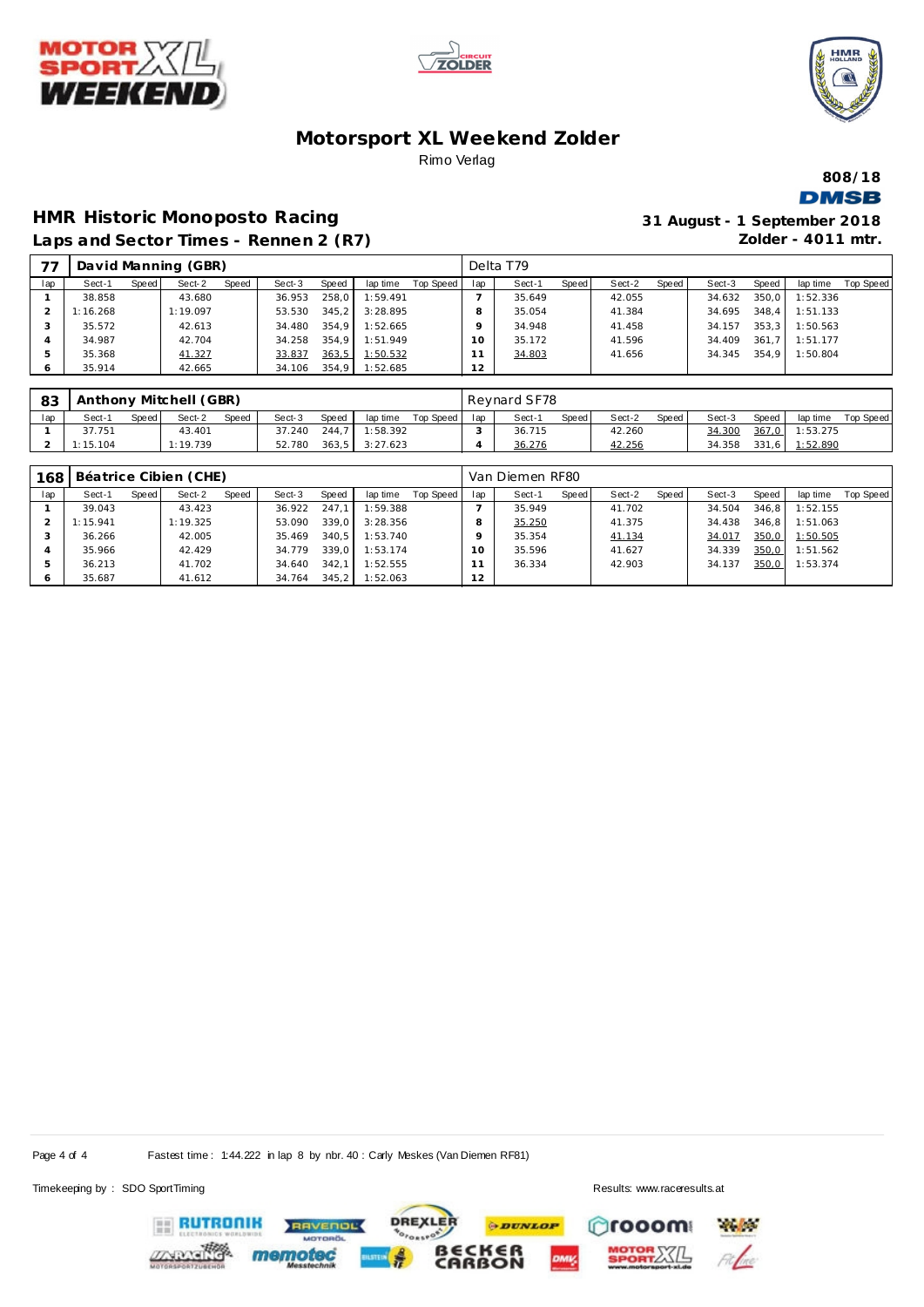# Motorsport XL Weekend Zolder

Rimo Verlag

808/18

DMSB

## HMR Historic Monoposto Racing

### Laps and Sector Times - Rennen 2 (R7)

31 August - 1 September 2018

Zolder - 4011 mtr.

| 77 | David Manning (GBR) | | | | | | | | Delta T79 | | | | | | | | | |
|---|---|---|---|---|---|---|---|---|---|---|---|---|---|---|---|---|---|---|
| lap | Sect-1 | Speed | Sect-2 | Speed | Sect-3 | Speed | lap time | Top Speed | lap | Sect-1 | Speed | Sect-2 | Speed | Sect-3 | Speed | lap time | Top Speed |
| 1 | 38.858 | | 43.680 | | 36.953 | 258,0 | 1:59.491 | | 7 | 35.649 | | 42.055 | | 34.632 | 350,0 | 1:52.336 | |
| 2 | 1:16.268 | | 1:19.097 | | 53.530 | 345,2 | 3:28.895 | | 8 | 35.054 | | 41.384 | | 34.695 | 348,4 | 1:51.133 | |
| 3 | 35.572 | | 42.613 | | 34.480 | 354,9 | 1:52.665 | | 9 | 34.948 | | 41.458 | | 34.157 | 353,3 | 1:50.563 | |
| 4 | 34.987 | | 42.704 | | 34.258 | 354,9 | 1:51.949 | | 10 | 35.172 | | 41.596 | | 34.409 | 361,7 | 1:51.177 | |
| 5 | 35.368 | | 41.327 | | 33.837 | 363,5 | 1:50.532 | | 11 | 34.803 | | 41.656 | | 34.345 | 354,9 | 1:50.804 | |
| 6 | 35.914 | | 42.665 | | 34.106 | 354,9 | 1:52.685 | | 12 | | | | | | | | |

| 83 | Anthony Mitchell (GBR) | | | | | | | | Reynard SF78 | | | | | | | | | |
|---|---|---|---|---|---|---|---|---|---|---|---|---|---|---|---|---|---|---|
| lap | Sect-1 | Speed | Sect-2 | Speed | Sect-3 | Speed | lap time | Top Speed | lap | Sect-1 | Speed | Sect-2 | Speed | Sect-3 | Speed | lap time | Top Speed |
| 1 | 37.751 | | 43.401 | | 37.240 | 244,7 | 1:58.392 | | 3 | 36.715 | | 42.260 | | 34.300 | 367,0 | 1:53.275 | |
| 2 | 1:15.104 | | 1:19.739 | | 52.780 | 363,5 | 3:27.623 | | 4 | 36.276 | | 42.256 | | 34.358 | 331,6 | 1:52.890 | |

| 168 | Béatrice Cibien (CHE) | | | | | | | | Van Diemen RF80 | | | | | | | | | |
|---|---|---|---|---|---|---|---|---|---|---|---|---|---|---|---|---|---|---|
| lap | Sect-1 | Speed | Sect-2 | Speed | Sect-3 | Speed | lap time | Top Speed | lap | Sect-1 | Speed | Sect-2 | Speed | Sect-3 | Speed | lap time | Top Speed |
| 1 | 39.043 | | 43.423 | | 36.922 | 247,1 | 1:59.388 | | 7 | 35.949 | | 41.702 | | 34.504 | 346,8 | 1:52.155 | |
| 2 | 1:15.941 | | 1:19.325 | | 53.090 | 339,0 | 3:28.356 | | 8 | 35.250 | | 41.375 | | 34.438 | 346,8 | 1:51.063 | |
| 3 | 36.266 | | 42.005 | | 35.469 | 340,5 | 1:53.740 | | 9 | 35.354 | | 41.134 | | 34.017 | 350,0 | 1:50.505 | |
| 4 | 35.966 | | 42.429 | | 34.779 | 339,0 | 1:53.174 | | 10 | 35.596 | | 41.627 | | 34.339 | 350,0 | 1:51.562 | |
| 5 | 36.213 | | 41.702 | | 34.640 | 342,1 | 1:52.555 | | 11 | 36.334 | | 42.903 | | 34.137 | 350,0 | 1:53.374 | |
| 6 | 35.687 | | 41.612 | | 34.764 | 345,2 | 1:52.063 | | 12 | | | | | | | | |

Fastest time : 1:44.222 in lap 8 by nbr. 40 : Carly Meskes (Van Diemen RF81)

Timekeeping by : SDO SportTiming

Results: www.raceresults.at